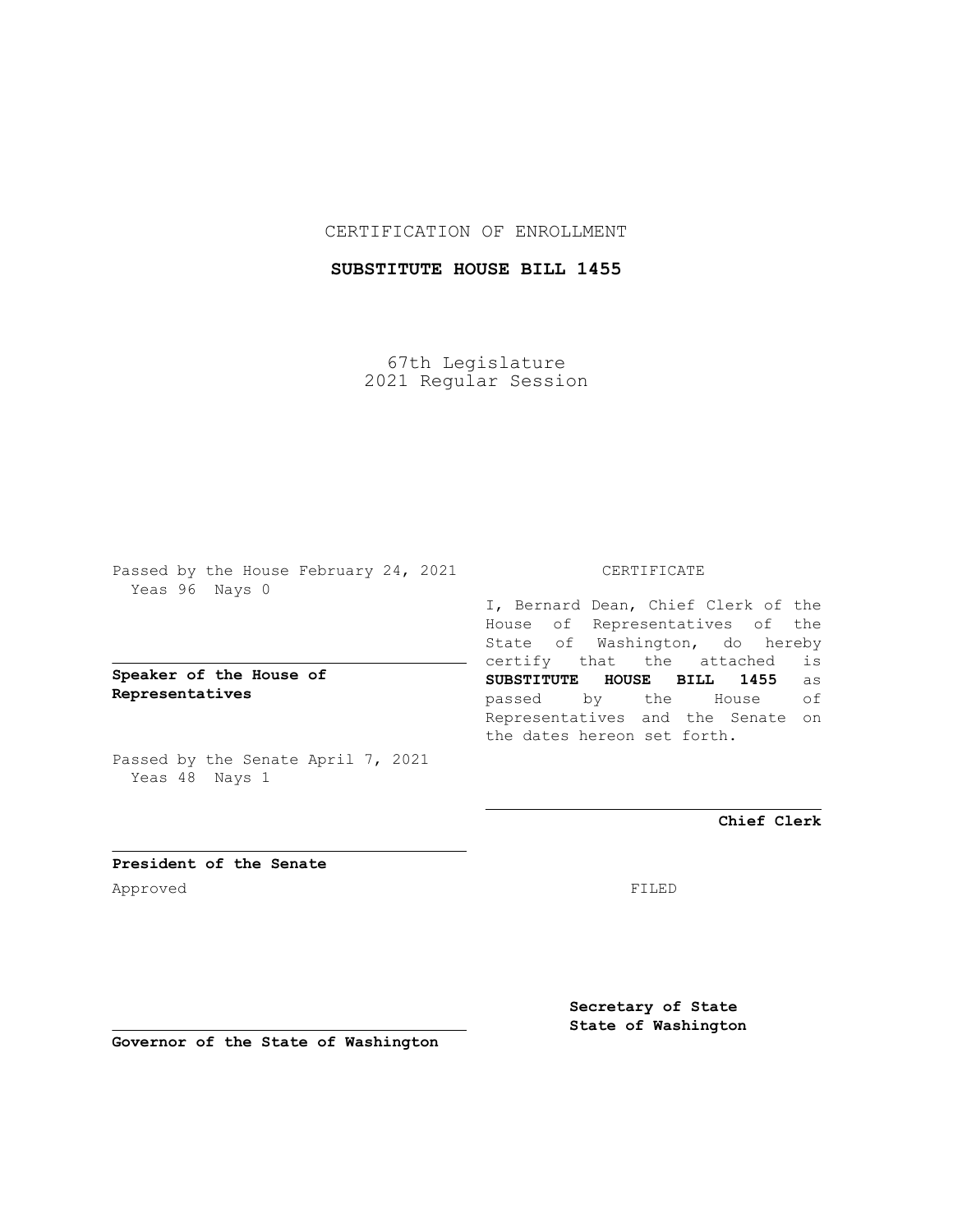CERTIFICATION OF ENROLLMENT

**SUBSTITUTE HOUSE BILL 1455**

67th Legislature
2021 Regular Session

Passed by the House February 24, 2021
Yeas 96 Nays 0

**Speaker of the House of Representatives**

Passed by the Senate April 7, 2021
Yeas 48 Nays 1

**President of the Senate**

Approved

**Governor of the State of Washington**

CERTIFICATE

I, Bernard Dean, Chief Clerk of the House of Representatives of the State of Washington, do hereby certify that the attached is **SUBSTITUTE HOUSE BILL 1455** as passed by the House of Representatives and the Senate on the dates hereon set forth.

**Chief Clerk**

FILED

**Secretary of State**
**State of Washington**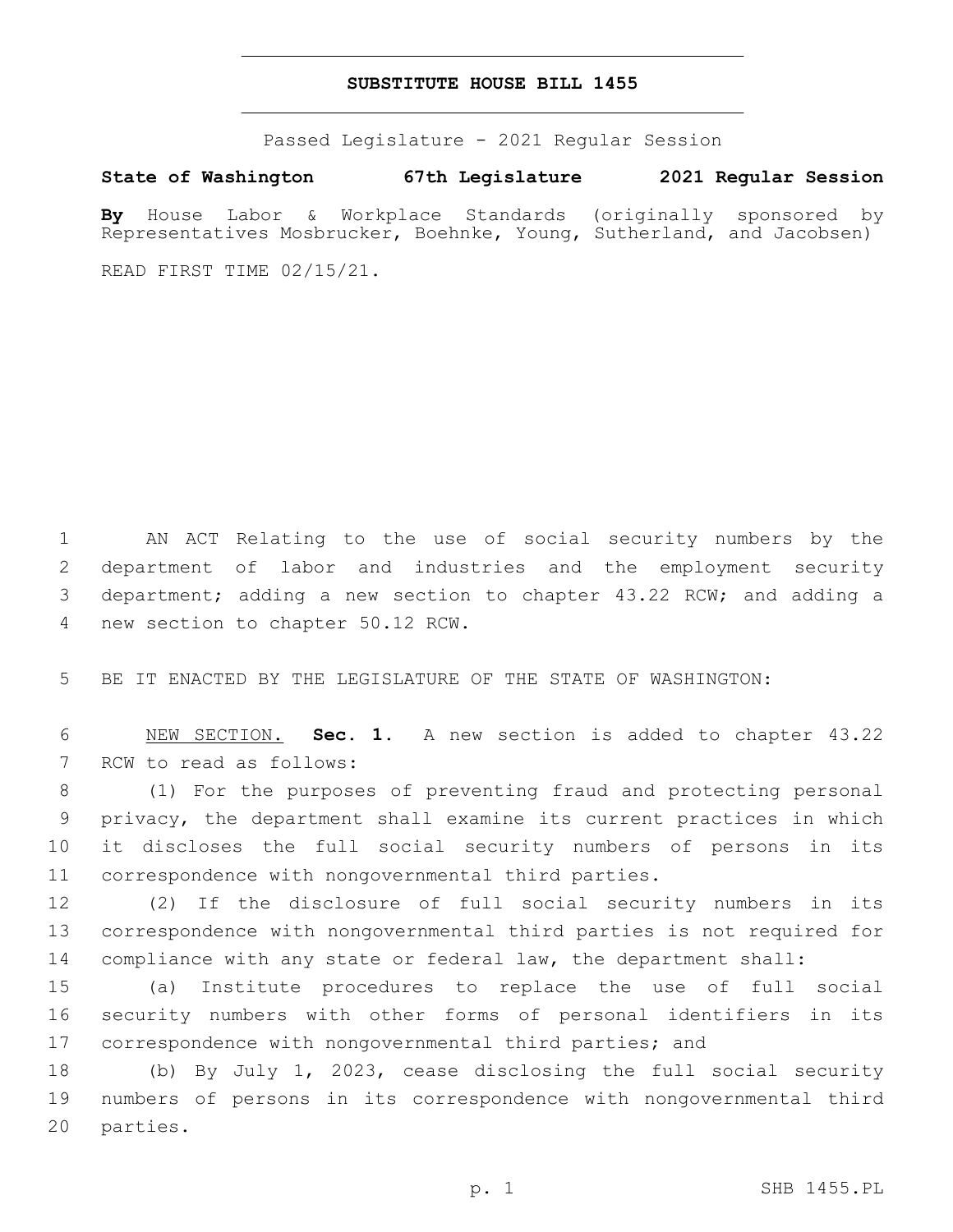# SUBSTITUTE HOUSE BILL 1455

Passed Legislature - 2021 Regular Session

**State of Washington 67th Legislature 2021 Regular Session**

**By** House Labor & Workplace Standards (originally sponsored by Representatives Mosbrucker, Boehnke, Young, Sutherland, and Jacobsen)

READ FIRST TIME 02/15/21.

AN ACT Relating to the use of social security numbers by the department of labor and industries and the employment security department; adding a new section to chapter 43.22 RCW; and adding a new section to chapter 50.12 RCW.

BE IT ENACTED BY THE LEGISLATURE OF THE STATE OF WASHINGTON:

NEW SECTION. **Sec. 1.** A new section is added to chapter 43.22 RCW to read as follows:

(1) For the purposes of preventing fraud and protecting personal privacy, the department shall examine its current practices in which it discloses the full social security numbers of persons in its correspondence with nongovernmental third parties.

(2) If the disclosure of full social security numbers in its correspondence with nongovernmental third parties is not required for compliance with any state or federal law, the department shall:

(a) Institute procedures to replace the use of full social security numbers with other forms of personal identifiers in its correspondence with nongovernmental third parties; and

(b) By July 1, 2023, cease disclosing the full social security numbers of persons in its correspondence with nongovernmental third parties.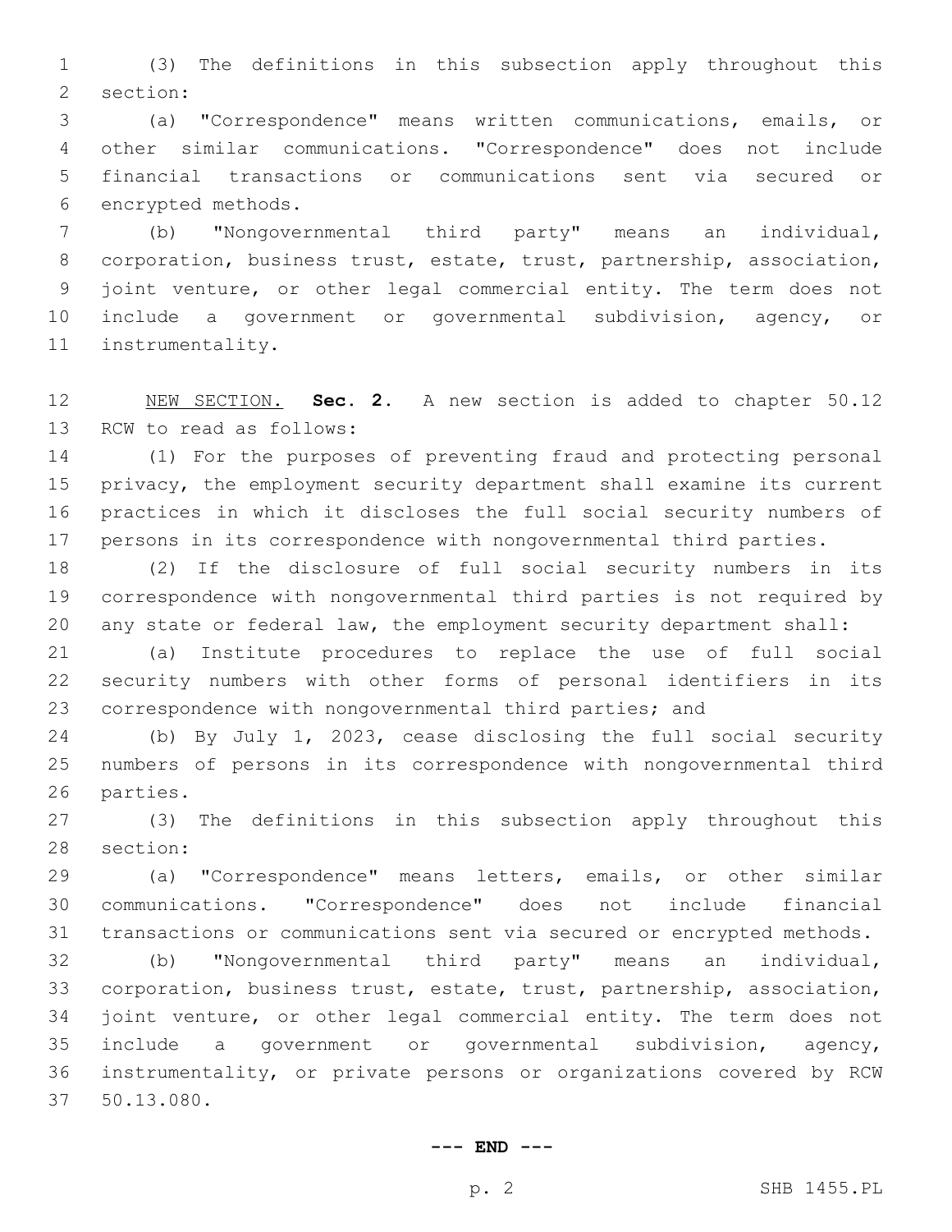(3) The definitions in this subsection apply throughout this section:

(a) "Correspondence" means written communications, emails, or other similar communications. "Correspondence" does not include financial transactions or communications sent via secured or encrypted methods.

(b) "Nongovernmental third party" means an individual, corporation, business trust, estate, trust, partnership, association, joint venture, or other legal commercial entity. The term does not include a government or governmental subdivision, agency, or instrumentality.

NEW SECTION. **Sec. 2.** A new section is added to chapter 50.12 RCW to read as follows:

(1) For the purposes of preventing fraud and protecting personal privacy, the employment security department shall examine its current practices in which it discloses the full social security numbers of persons in its correspondence with nongovernmental third parties.

(2) If the disclosure of full social security numbers in its correspondence with nongovernmental third parties is not required by any state or federal law, the employment security department shall:

(a) Institute procedures to replace the use of full social security numbers with other forms of personal identifiers in its correspondence with nongovernmental third parties; and

(b) By July 1, 2023, cease disclosing the full social security numbers of persons in its correspondence with nongovernmental third parties.

(3) The definitions in this subsection apply throughout this section:

(a) "Correspondence" means letters, emails, or other similar communications. "Correspondence" does not include financial transactions or communications sent via secured or encrypted methods.

(b) "Nongovernmental third party" means an individual, corporation, business trust, estate, trust, partnership, association, joint venture, or other legal commercial entity. The term does not include a government or governmental subdivision, agency, instrumentality, or private persons or organizations covered by RCW 50.13.080.

**--- END ---**